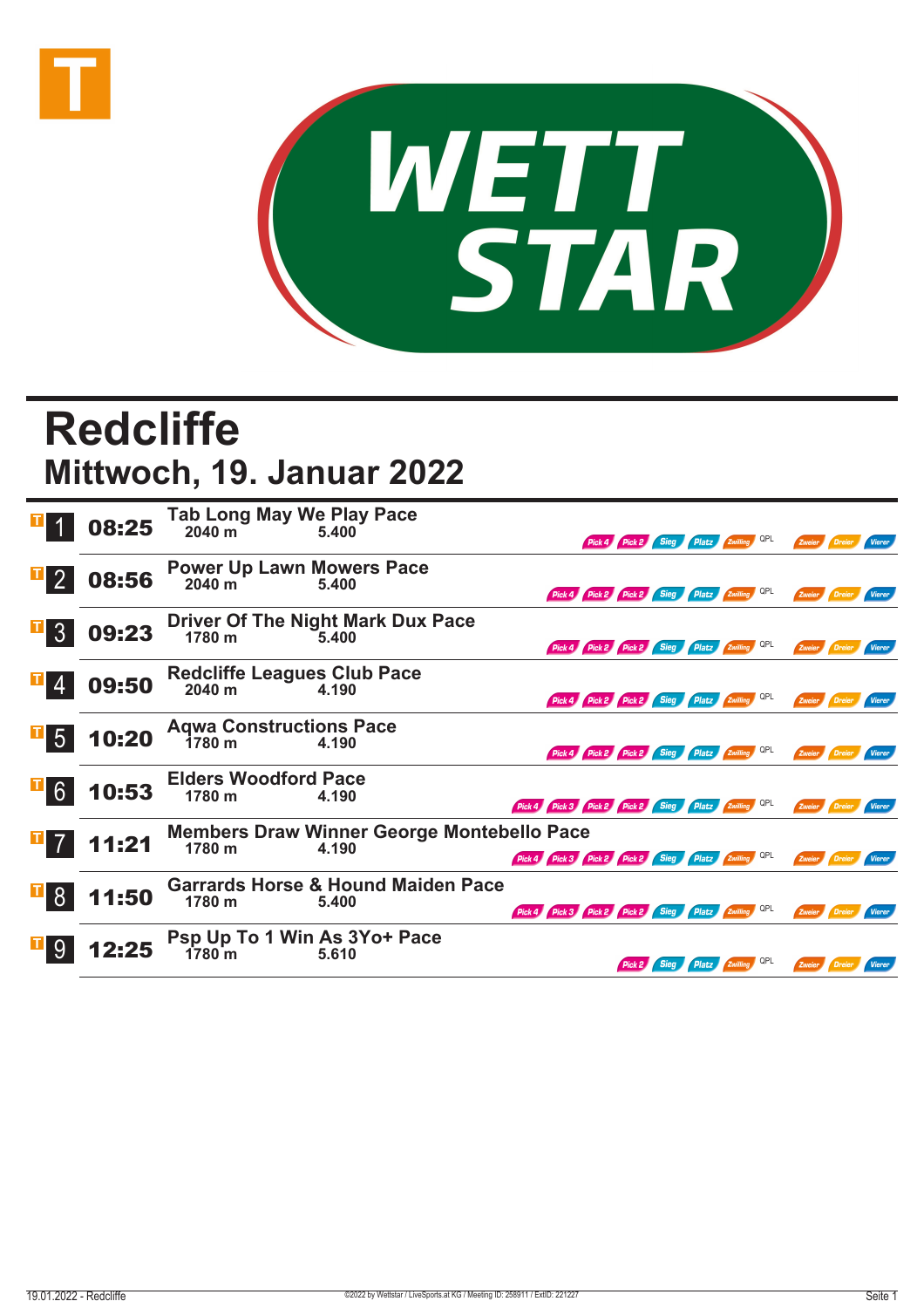# Redcliffe

## Mittwoch, 19. Januar 2022

| Nr. | Zeit | Rennen | Distanz | Preisgeld | Wetten |
|---|---|---|---|---|---|
| 1 | 08:25 | Tab Long May We Play Pace | 2040 m | 5.400 | Pick 4, Pick 2, Sieg, Platz, Zwilling, QPL, Zweier, Dreier, Vierer |
| 2 | 08:56 | Power Up Lawn Mowers Pace | 2040 m | 5.400 | Pick 4, Pick 2, Pick 2, Sieg, Platz, Zwilling, QPL, Zweier, Dreier, Vierer |
| 3 | 09:23 | Driver Of The Night Mark Dux Pace | 1780 m | 5.400 | Pick 4, Pick 2, Pick 2, Sieg, Platz, Zwilling, QPL, Zweier, Dreier, Vierer |
| 4 | 09:50 | Redcliffe Leagues Club Pace | 2040 m | 4.190 | Pick 4, Pick 2, Pick 2, Sieg, Platz, Zwilling, QPL, Zweier, Dreier, Vierer |
| 5 | 10:20 | Aqwa Constructions Pace | 1780 m | 4.190 | Pick 4, Pick 2, Pick 2, Sieg, Platz, Zwilling, QPL, Zweier, Dreier, Vierer |
| 6 | 10:53 | Elders Woodford Pace | 1780 m | 4.190 | Pick 4, Pick 3, Pick 2, Pick 2, Sieg, Platz, Zwilling, QPL, Zweier, Dreier, Vierer |
| 7 | 11:21 | Members Draw Winner George Montebello Pace | 1780 m | 4.190 | Pick 4, Pick 3, Pick 2, Pick 2, Sieg, Platz, Zwilling, QPL, Zweier, Dreier, Vierer |
| 8 | 11:50 | Garrards Horse & Hound Maiden Pace | 1780 m | 5.400 | Pick 4, Pick 3, Pick 2, Pick 2, Sieg, Platz, Zwilling, QPL, Zweier, Dreier, Vierer |
| 9 | 12:25 | Psp Up To 1 Win As 3Yo+ Pace | 1780 m | 5.610 | Pick 2, Sieg, Platz, Zwilling, QPL, Zweier, Dreier, Vierer |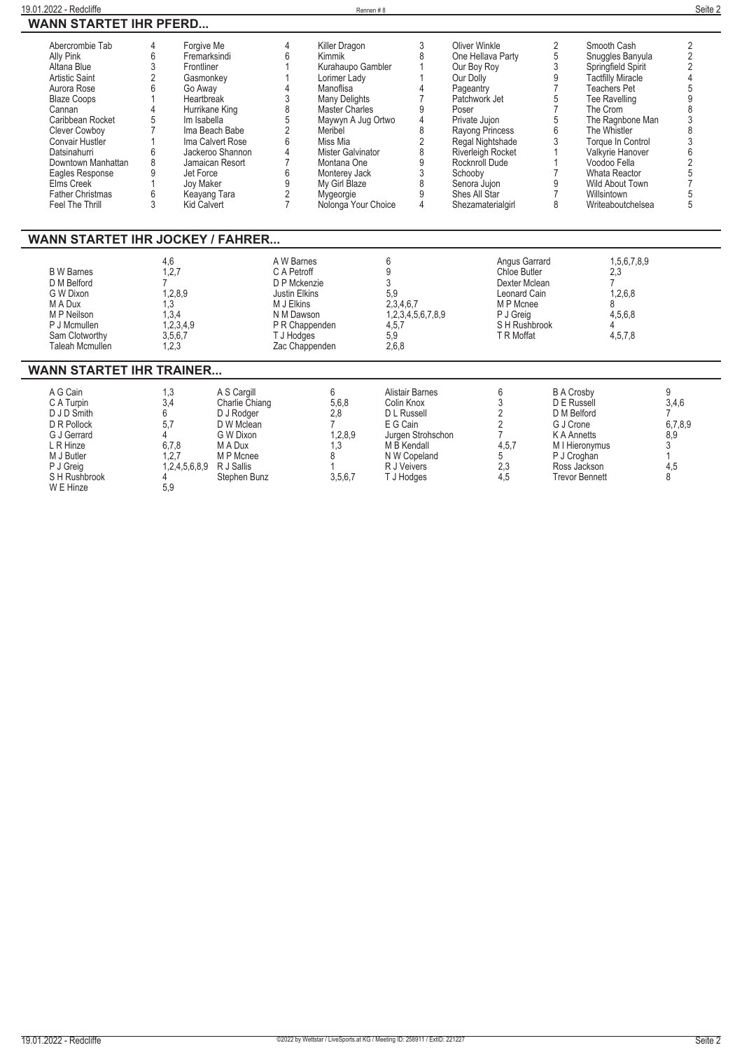## WANN STARTET IHR PFERD...

| | | | | | | | | | |
|---|---|---|---|---|---|---|---|---|---|
| Abercrombie Tab | 4 | Forgive Me | 4 | Killer Dragon | 3 | Oliver Winkle | 2 | Smooth Cash | 2 |
| Ally Pink | 6 | Fremarksindi | 6 | Kimmik | 8 | One Hellava Party | 5 | Snuggles Banyula | 2 |
| Altana Blue | 3 | Frontliner | 1 | Kurahaupo Gambler | 1 | Our Boy Roy | 3 | Springfield Spirit | 2 |
| Artistic Saint | 2 | Gasmonkey | 1 | Lorimer Lady | 1 | Our Dolly | 9 | Tactfilly Miracle | 4 |
| Aurora Rose | 6 | Go Away | 4 | Manoflisa | 4 | Pageantry | 7 | Teachers Pet | 5 |
| Blaze Coops | 1 | Heartbreak | 3 | Many Delights | 7 | Patchwork Jet | 5 | Tee Ravelling | 9 |
| Cannan | 4 | Hurrikane King | 8 | Master Charles | 9 | Poser | 7 | The Crom | 8 |
| Caribbean Rocket | 5 | Im Isabella | 5 | Maywyn A Jug Ortwo | 4 | Private Jujon | 5 | The Ragnbone Man | 3 |
| Clever Cowboy | 7 | Ima Beach Babe | 2 | Meribel | 8 | Rayong Princess | 6 | The Whistler | 8 |
| Convair Hustler | 1 | Ima Calvert Rose | 6 | Miss Mia | 2 | Regal Nightshade | 3 | Torque In Control | 3 |
| Datsinahurri | 6 | Jackeroo Shannon | 4 | Mister Galvinator | 8 | Riverleigh Rocket | 1 | Valkyrie Hanover | 6 |
| Downtown Manhattan | 8 | Jamaican Resort | 7 | Montana One | 9 | Rocknroll Dude | 1 | Voodoo Fella | 2 |
| Eagles Response | 9 | Jet Force | 6 | Monterey Jack | 3 | Schooby | 7 | Whata Reactor | 5 |
| Elms Creek | 1 | Joy Maker | 9 | My Girl Blaze | 8 | Senora Jujon | 9 | Wild About Town | 7 |
| Father Christmas | 6 | Keayang Tara | 2 | Mygeorgie | 9 | Shes All Star | 7 | Willsintown | 5 |
| Feel The Thrill | 3 | Kid Calvert | 7 | Nolonga Your Choice | 4 | Shezamaterialgirl | 8 | Writeaboutchelsea | 5 |

## WANN STARTET IHR JOCKEY / FAHRER...

| | | | | | |
|---|---|---|---|---|---|
| | 4,6 | A W Barnes | 6 | Angus Garrard | 1,5,6,7,8,9 |
| B W Barnes | 1,2,7 | C A Petroff | 9 | Chloe Butler | 2,3 |
| D M Belford | 7 | D P Mckenzie | 3 | Dexter Mclean | 7 |
| G W Dixon | 1,2,8,9 | Justin Elkins | 5,9 | Leonard Cain | 1,2,6,8 |
| M A Dux | 1,3 | M J Elkins | 2,3,4,6,7 | M P Mcnee | 8 |
| M P Neilson | 1,3,4 | N M Dawson | 1,2,3,4,5,6,7,8,9 | P J Greig | 4,5,6,8 |
| P J Mcmullen | 1,2,3,4,9 | P R Chappenden | 4,5,7 | S H Rushbrook | 4 |
| Sam Clotworthy | 3,5,6,7 | T J Hodges | 5,9 | T R Moffat | 4,5,7,8 |
| Taleah Mcmullen | 1,2,3 | Zac Chappenden | 2,6,8 | | |

## WANN STARTET IHR TRAINER...

| | | | | | | | |
|---|---|---|---|---|---|---|---|
| A G Cain | 1,3 | A S Cargill | 6 | Alistair Barnes | 6 | B A Crosby | 9 |
| C A Turpin | 3,4 | Charlie Chiang | 5,6,8 | Colin Knox | 3 | D E Russell | 3,4,6 |
| D J D Smith | 6 | D J Rodger | 2,8 | D L Russell | 2 | D M Belford | 7 |
| D R Pollock | 5,7 | D W Mclean | 7 | E G Cain | 2 | G J Crone | 6,7,8,9 |
| G J Gerrard | 4 | G W Dixon | 1,2,8,9 | Jurgen Strohschon | 7 | K A Annetts | 8,9 |
| L R Hinze | 6,7,8 | M A Dux | 1,3 | M B Kendall | 4,5,7 | M I Hieronymus | 3 |
| M J Butler | 1,2,7 | M P Mcnee | 8 | N W Copeland | 5 | P J Croghan | 1 |
| P J Greig | 1,2,4,5,6,8,9 | R J Sallis | 1 | R J Veivers | 2,3 | Ross Jackson | 4,5 |
| S H Rushbrook | 4 | Stephen Bunz | 3,5,6,7 | T J Hodges | 4,5 | Trevor Bennett | 8 |
| W E Hinze | 5,9 | | | | | | |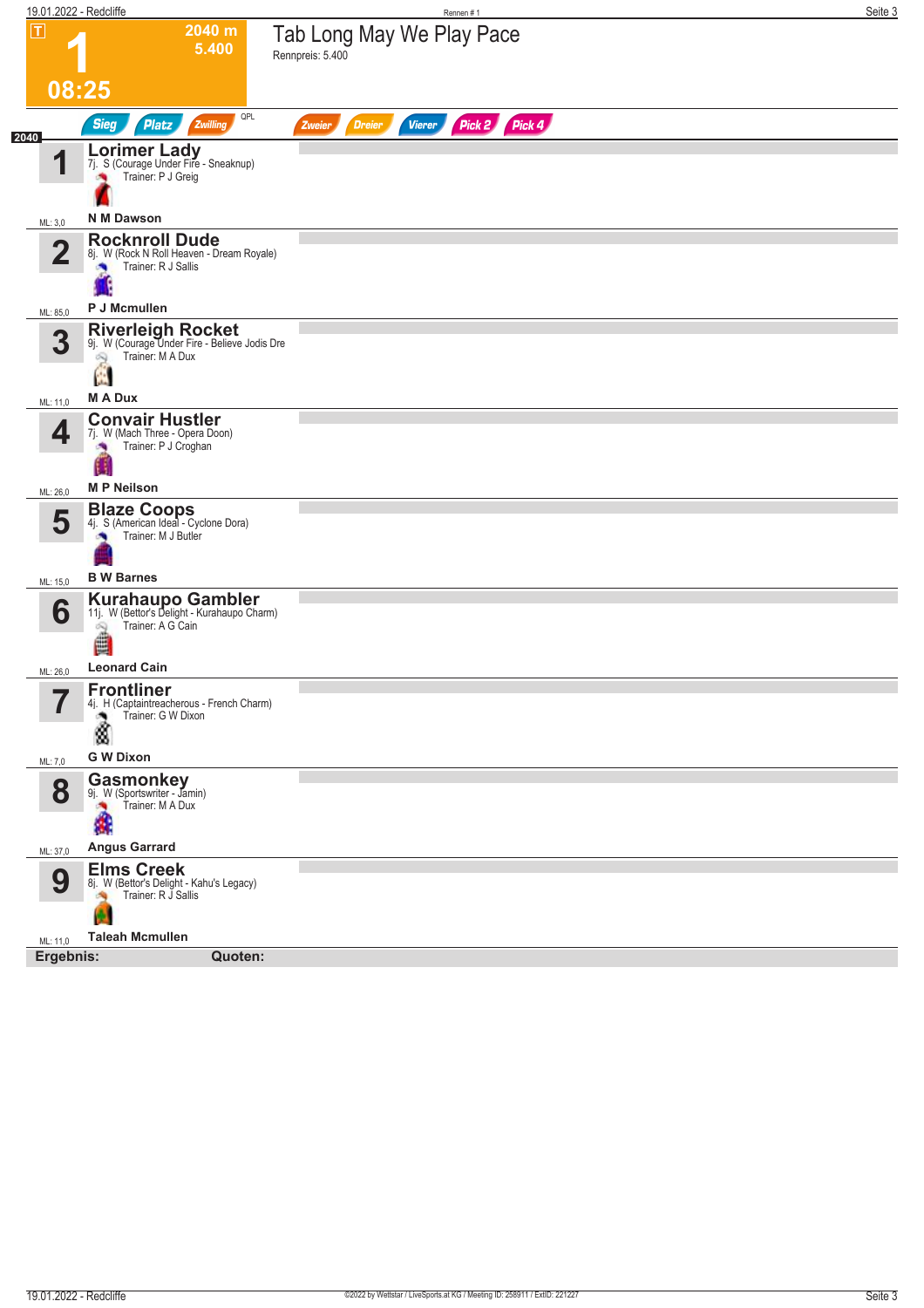# 1

**2040 m**
**5.400**

**08:25**

## Tab Long May We Play Pace

Rennpreis: 5.400

Sieg | Platz | Zwilling | QPL | Zweier | Dreier | Vierer | Pick 2 | Pick 4

2040

| Nr. | Pferd | ML |
|---|---|---|
| 1 | **Lorimer Lady**<br>7j. S (Courage Under Fire - Sneaknup)<br>Trainer: P J Greig<br>**N M Dawson** | ML: 3,0 |
| 2 | **Rocknroll Dude**<br>8j. W (Rock N Roll Heaven - Dream Royale)<br>Trainer: R J Sallis<br>**P J Mcmullen** | ML: 85,0 |
| 3 | **Riverleigh Rocket**<br>9j. W (Courage Under Fire - Believe Jodis Dre<br>Trainer: M A Dux<br>**M A Dux** | ML: 11,0 |
| 4 | **Convair Hustler**<br>7j. W (Mach Three - Opera Doon)<br>Trainer: P J Croghan<br>**M P Neilson** | ML: 26,0 |
| 5 | **Blaze Coops**<br>4j. S (American Ideal - Cyclone Dora)<br>Trainer: M J Butler<br>**B W Barnes** | ML: 15,0 |
| 6 | **Kurahaupo Gambler**<br>11j. W (Bettor's Delight - Kurahaupo Charm)<br>Trainer: A G Cain<br>**Leonard Cain** | ML: 26,0 |
| 7 | **Frontliner**<br>4j. H (Captaintreacherous - French Charm)<br>Trainer: G W Dixon<br>**G W Dixon** | ML: 7,0 |
| 8 | **Gasmonkey**<br>9j. W (Sportswriter - Jamin)<br>Trainer: M A Dux<br>**Angus Garrard** | ML: 37,0 |
| 9 | **Elms Creek**<br>8j. W (Bettor's Delight - Kahu's Legacy)<br>Trainer: R J Sallis<br>**Taleah Mcmullen** | ML: 11,0 |

**Ergebnis:** **Quoten:**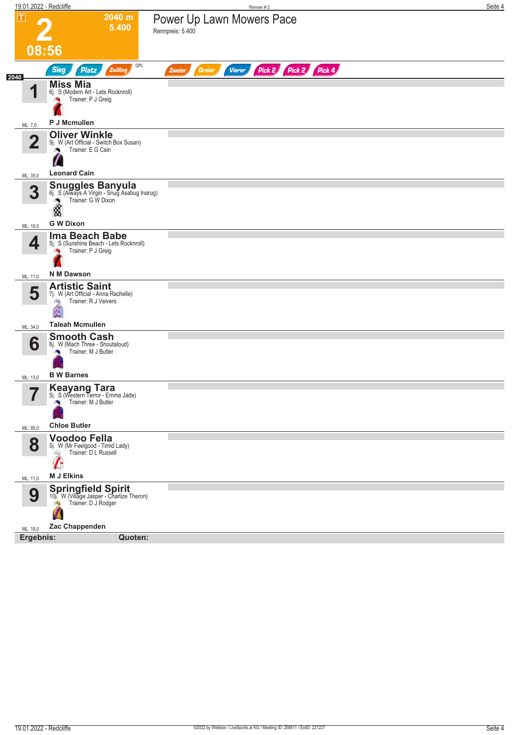# 2

**2040 m**
**5.400**

**08:56**

## Power Up Lawn Mowers Pace

Rennpreis: 5.400

Sieg | Platz | Zwilling | QPL | Zweier | Dreier | Vierer | Pick 2 | Pick 2 | Pick 4

2040

| Nr. | Pferd | Details | Trainer | Fahrer | ML |
|---|---|---|---|---|---|
| 1 | **Miss Mia** | 6j. S (Modern Art - Lets Rocknroll) | Trainer: P J Greig | **P J Mcmullen** | ML: 7,0 |
| 2 | **Oliver Winkle** | 9j. W (Art Official - Switch Box Susan) | Trainer: E G Cain | **Leonard Cain** | ML: 35,0 |
| 3 | **Snuggles Banyula** | 6j. S (Always A Virgin - Snug Asabug Inarug) | Trainer: G W Dixon | **G W Dixon** | ML: 18,0 |
| 4 | **Ima Beach Babe** | 5j. S (Sunshine Beach - Lets Rocknroll) | Trainer: P J Greig | **N M Dawson** | ML: 11,0 |
| 5 | **Artistic Saint** | 7j. W (Art Official - Anna Rachelle) | Trainer: R J Veivers | **Taleah Mcmullen** | ML: 34,0 |
| 6 | **Smooth Cash** | 6j. W (Mach Three - Shoutaloud) | Trainer: M J Butler | **B W Barnes** | ML: 13,0 |
| 7 | **Keayang Tara** | 5j. S (Western Terror - Emma Jade) | Trainer: M J Butler | **Chloe Butler** | ML: 95,0 |
| 8 | **Voodoo Fella** | 5j. W (Mr Feelgood - Timid Lady) | Trainer: D L Russell | **M J Elkins** | ML: 11,0 |
| 9 | **Springfield Spirit** | 10j. W (Village Jasper - Charlize Theron) | Trainer: D J Rodger | **Zac Chappenden** | ML: 18,0 |

**Ergebnis:** **Quoten:**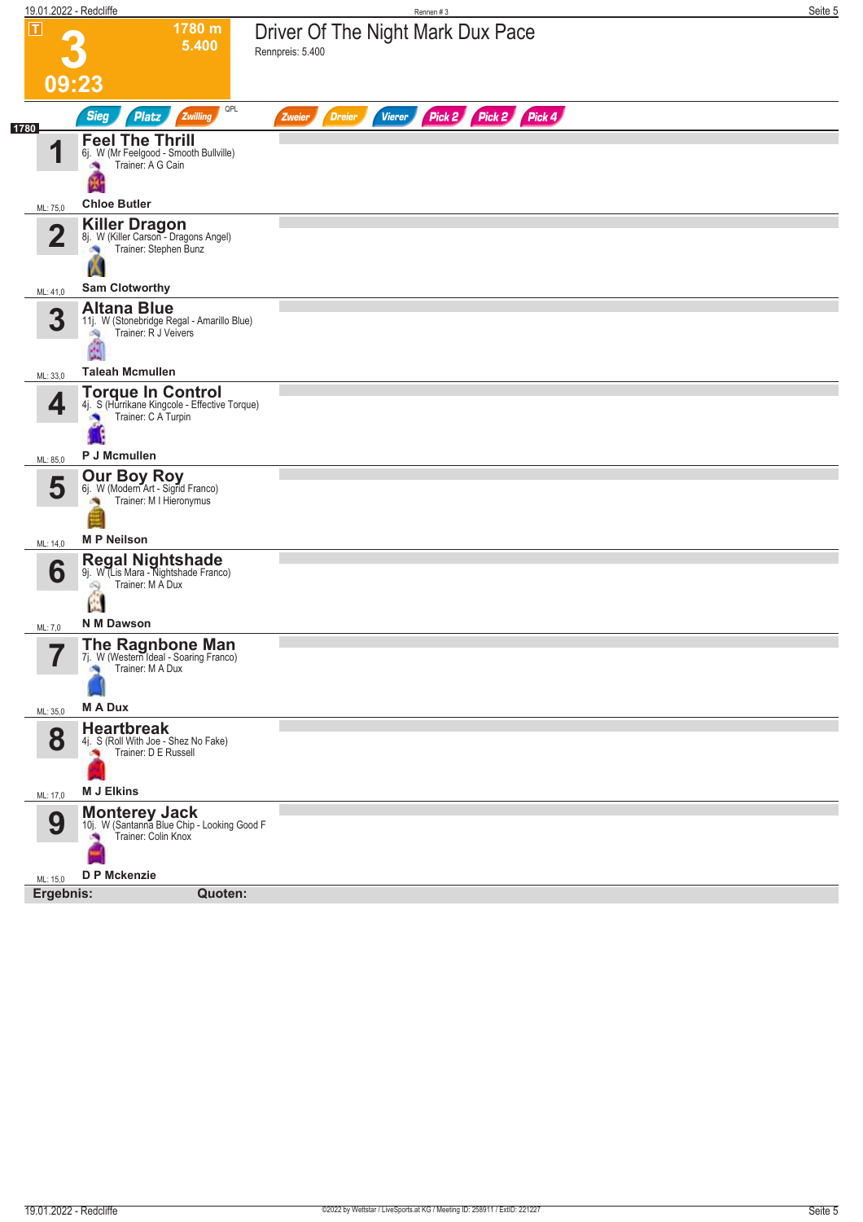**3** — 09:23 — 1780 m — 5.400

# Driver Of The Night Mark Dux Pace

Rennpreis: 5.400

Sieg | Platz | Zwilling | QPL | Zweier | Dreier | Vierer | Pick 2 | Pick 2 | Pick 4

**1780**

| Nr. | Pferd | Abstammung | Trainer | Fahrer | ML |
|---|---|---|---|---|---|
| 1 | **Feel The Thrill** | 6j. W (Mr Feelgood - Smooth Bullville) | A G Cain | Chloe Butler | 75,0 |
| 2 | **Killer Dragon** | 8j. W (Killer Carson - Dragons Angel) | Stephen Bunz | Sam Clotworthy | 41,0 |
| 3 | **Altana Blue** | 11j. W (Stonebridge Regal - Amarillo Blue) | R J Veivers | Taleah Mcmullen | 33,0 |
| 4 | **Torque In Control** | 4j. S (Hurrikane Kingcole - Effective Torque) | C A Turpin | P J Mcmullen | 85,0 |
| 5 | **Our Boy Roy** | 6j. W (Modern Art - Sigrid Franco) | M I Hieronymus | M P Neilson | 14,0 |
| 6 | **Regal Nightshade** | 9j. W (Lis Mara - Nightshade Franco) | M A Dux | N M Dawson | 7,0 |
| 7 | **The Ragnbone Man** | 7j. W (Western Ideal - Soaring Franco) | M A Dux | M A Dux | 35,0 |
| 8 | **Heartbreak** | 4j. S (Roll With Joe - Shez No Fake) | D E Russell | M J Elkins | 17,0 |
| 9 | **Monterey Jack** | 10j. W (Santanna Blue Chip - Looking Good F | Colin Knox | D P Mckenzie | 15,0 |

**Ergebnis:** **Quoten:**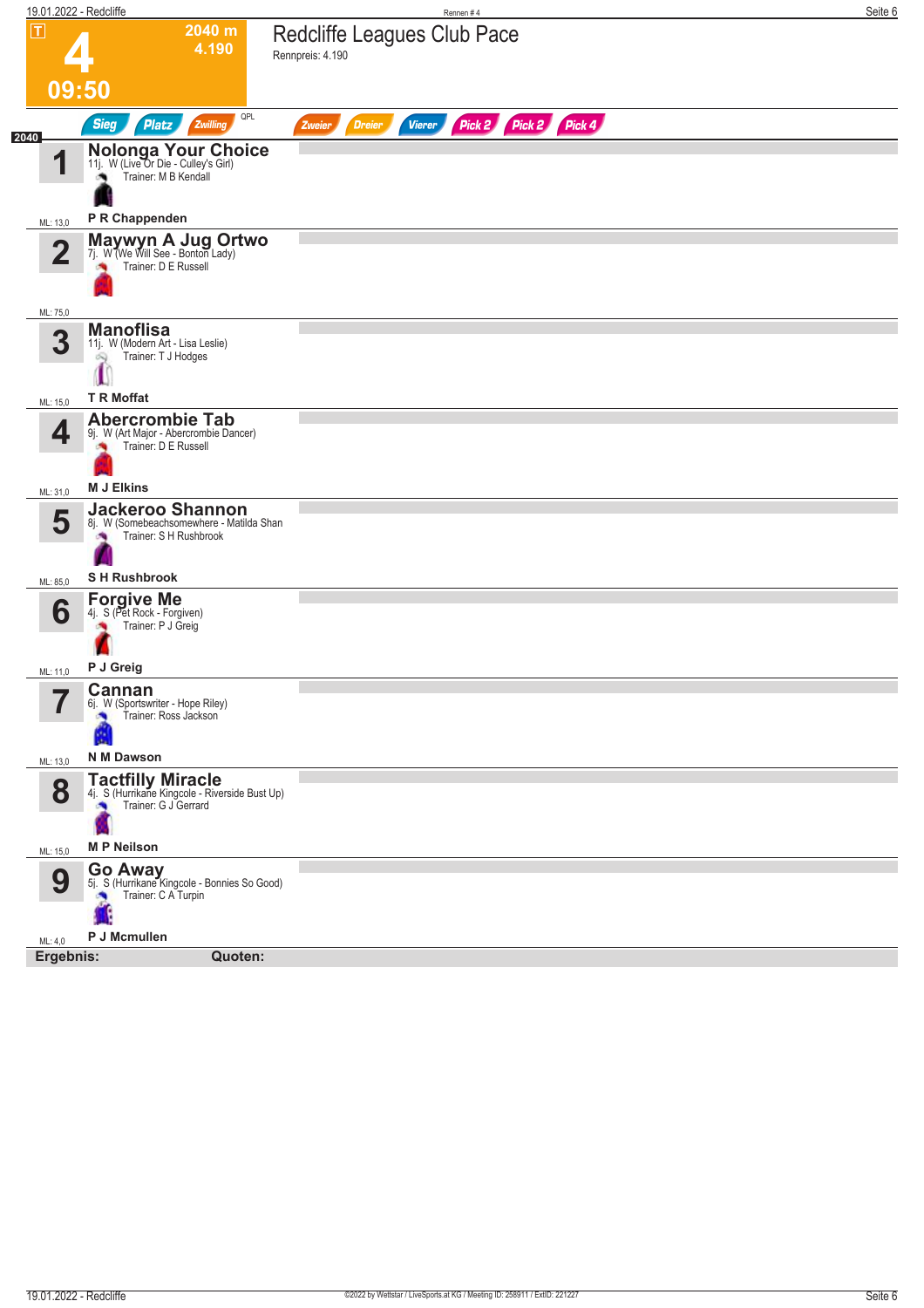# 4

**2040 m**
**4.190**

**09:50**

## Redcliffe Leagues Club Pace

Rennpreis: 4.190

Sieg | Platz | Zwilling | QPL | Zweier | Dreier | Vierer | Pick 2 | Pick 2 | Pick 4

2040

**1 Nolonga Your Choice**
11j. W (Live Or Die - Culley's Girl)
Trainer: M B Kendall
**P R Chappenden**
ML: 13,0

**2 Maywyn A Jug Ortwo**
7j. W (We Will See - Bonton Lady)
Trainer: D E Russell
ML: 75,0

**3 Manoflisa**
11j. W (Modern Art - Lisa Leslie)
Trainer: T J Hodges
**T R Moffat**
ML: 15,0

**4 Abercrombie Tab**
9j. W (Art Major - Abercrombie Dancer)
Trainer: D E Russell
**M J Elkins**
ML: 31,0

**5 Jackeroo Shannon**
8j. W (Somebeachsomewhere - Matilda Shan
Trainer: S H Rushbrook
**S H Rushbrook**
ML: 85,0

**6 Forgive Me**
4j. S (Pet Rock - Forgiven)
Trainer: P J Greig
**P J Greig**
ML: 11,0

**7 Cannan**
6j. W (Sportswriter - Hope Riley)
Trainer: Ross Jackson
**N M Dawson**
ML: 13,0

**8 Tactfilly Miracle**
4j. S (Hurrikane Kingcole - Riverside Bust Up)
Trainer: G J Gerrard
**M P Neilson**
ML: 15,0

**9 Go Away**
5j. S (Hurrikane Kingcole - Bonnies So Good)
Trainer: C A Turpin
**P J Mcmullen**
ML: 4,0

**Ergebnis:** **Quoten:**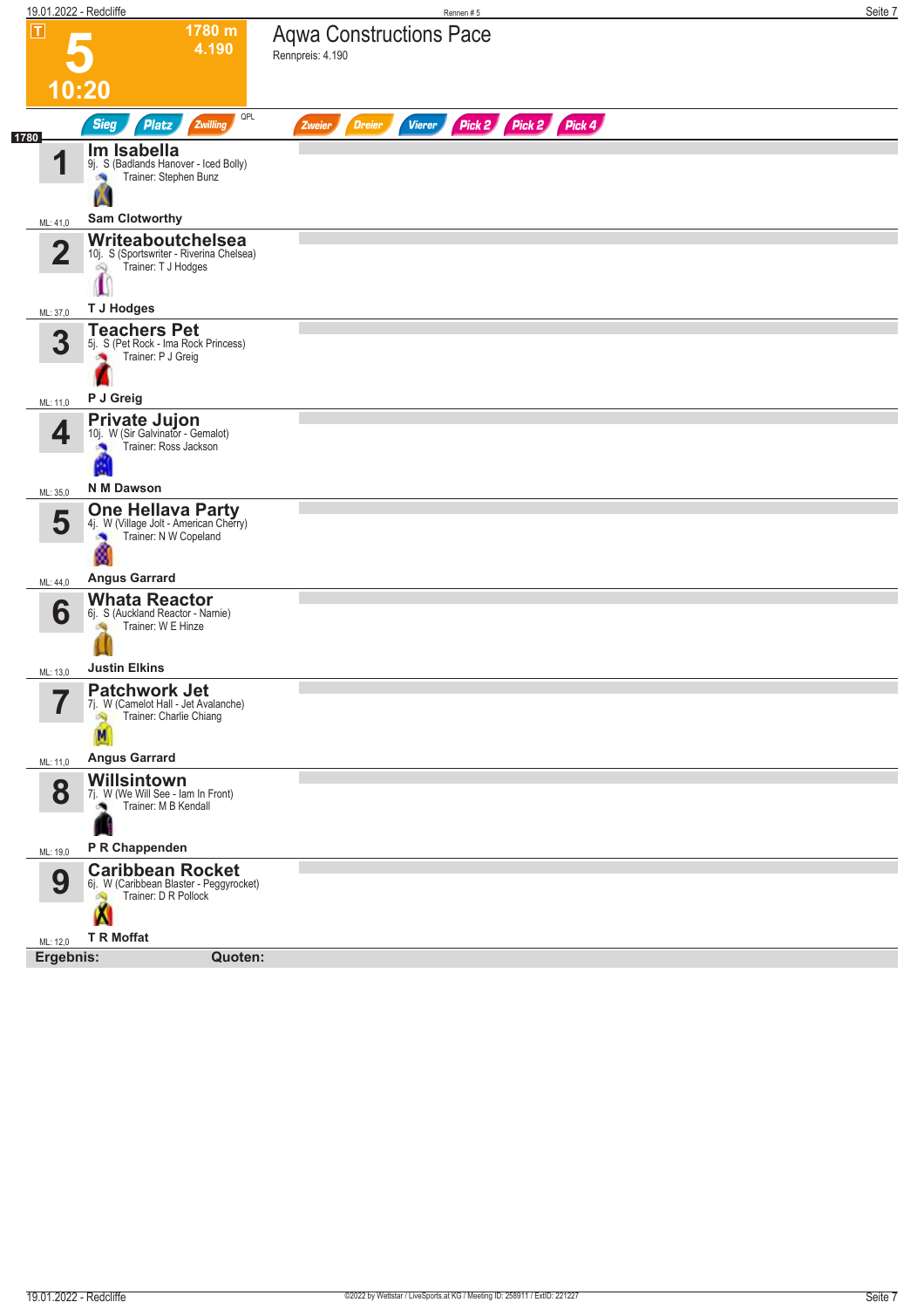# 5

**1780 m**
**4.190**

**10:20**

## Aqwa Constructions Pace

Rennpreis: 4.190

Sieg | Platz | Zwilling | QPL | Zweier | Dreier | Vierer | Pick 2 | Pick 2 | Pick 4

1780

**1** **Im Isabella**
9j. S (Badlands Hanover - Iced Bolly)
Trainer: Stephen Bunz
**Sam Clotworthy**
ML: 41,0

**2** **Writeaboutchelsea**
10j. S (Sportswriter - Riverina Chelsea)
Trainer: T J Hodges
**T J Hodges**
ML: 37,0

**3** **Teachers Pet**
5j. S (Pet Rock - Ima Rock Princess)
Trainer: P J Greig
**P J Greig**
ML: 11,0

**4** **Private Jujon**
10j. W (Sir Galvinator - Gemalot)
Trainer: Ross Jackson
**N M Dawson**
ML: 35,0

**5** **One Hellava Party**
4j. W (Village Jolt - American Cherry)
Trainer: N W Copeland
**Angus Garrard**
ML: 44,0

**6** **Whata Reactor**
6j. S (Auckland Reactor - Narnie)
Trainer: W E Hinze
**Justin Elkins**
ML: 13,0

**7** **Patchwork Jet**
7j. W (Camelot Hall - Jet Avalanche)
Trainer: Charlie Chiang
**Angus Garrard**
ML: 11,0

**8** **Willsintown**
7j. W (We Will See - Iam In Front)
Trainer: M B Kendall
**P R Chappenden**
ML: 19,0

**9** **Caribbean Rocket**
6j. W (Caribbean Blaster - Peggyrocket)
Trainer: D R Pollock
**T R Moffat**
ML: 12,0

**Ergebnis:** **Quoten:**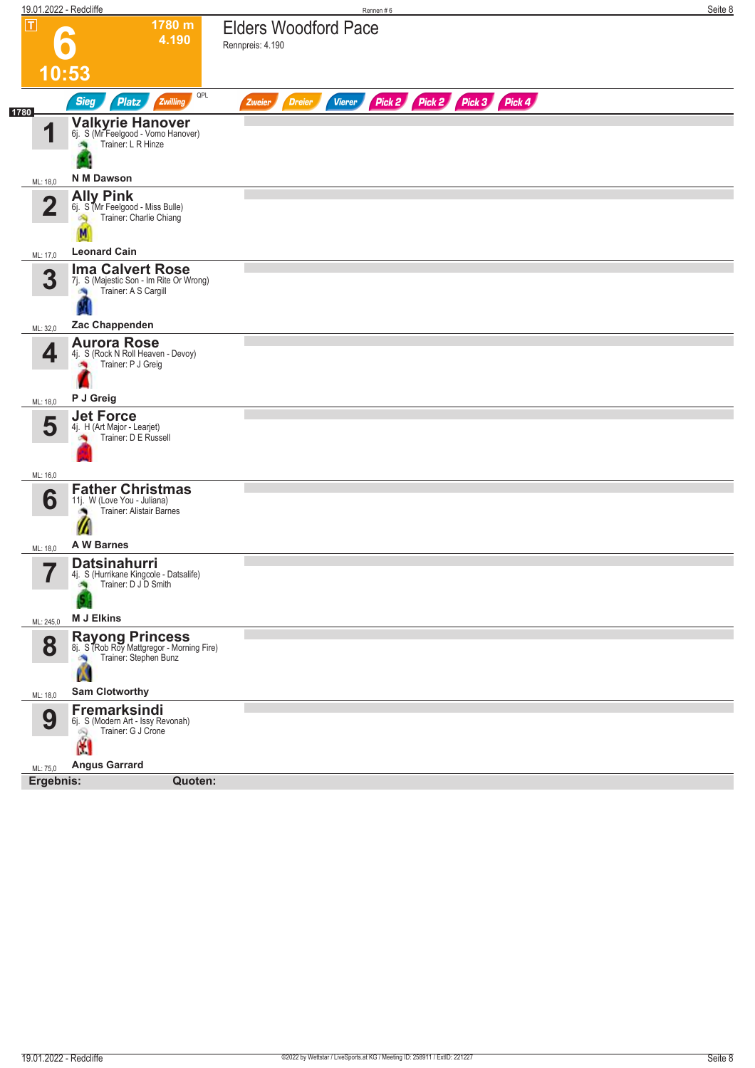# 6 — Elders Woodford Pace

T | 1780 m | 4.190 | 10:53

Rennpreis: 4.190

Sieg | Platz | Zwilling | QPL | Zweier | Dreier | Vierer | Pick 2 | Pick 2 | Pick 3 | Pick 4

**1780**

| Nr. | Pferd | Abstammung | Trainer | Fahrer | ML |
|---|---|---|---|---|---|
| 1 | **Valkyrie Hanover** | 6j. S (Mr Feelgood - Vomo Hanover) | L R Hinze | N M Dawson | 18,0 |
| 2 | **Ally Pink** | 6j. S (Mr Feelgood - Miss Bulle) | Charlie Chiang | Leonard Cain | 17,0 |
| 3 | **Ima Calvert Rose** | 7j. S (Majestic Son - Im Rite Or Wrong) | A S Cargill | Zac Chappenden | 32,0 |
| 4 | **Aurora Rose** | 4j. S (Rock N Roll Heaven - Devoy) | P J Greig | P J Greig | 18,0 |
| 5 | **Jet Force** | 4j. H (Art Major - Learjet) | D E Russell | | 16,0 |
| 6 | **Father Christmas** | 11j. W (Love You - Juliana) | Alistair Barnes | A W Barnes | 18,0 |
| 7 | **Datsinahurri** | 4j. S (Hurrikane Kingcole - Datsalife) | D J D Smith | M J Elkins | 245,0 |
| 8 | **Rayong Princess** | 8j. S (Rob Roy Mattgregor - Morning Fire) | Stephen Bunz | Sam Clotworthy | 18,0 |
| 9 | **Fremarksindi** | 6j. S (Modern Art - Issy Revonah) | G J Crone | Angus Garrard | 75,0 |

**Ergebnis:** **Quoten:**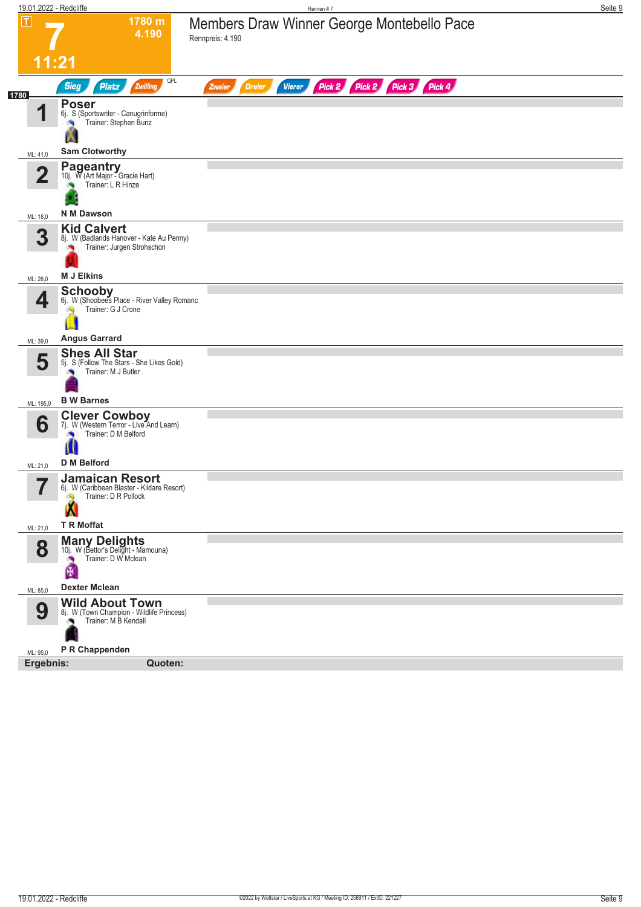# 7 — Members Draw Winner George Montebello Pace

T | 1780 m | 4.190 | 11:21

Rennpreis: 4.190

Sieg | Platz | Zwilling | QPL | Zweier | Dreier | Vierer | Pick 2 | Pick 2 | Pick 3 | Pick 4

1780

| Nr. | Pferd | Abstammung | Trainer | Fahrer | ML |
|---|---|---|---|---|---|
| 1 | **Poser** | 6j. S (Sportswriter - Canugrinforme) | Stephen Bunz | Sam Clotworthy | 41,0 |
| 2 | **Pageantry** | 10j. W (Art Major - Gracie Hart) | L R Hinze | N M Dawson | 18,0 |
| 3 | **Kid Calvert** | 8j. W (Badlands Hanover - Kate Au Penny) | Jurgen Strohschon | M J Elkins | 26,0 |
| 4 | **Schooby** | 6j. W (Shoobees Place - River Valley Romanc | G J Crone | Angus Garrard | 39,0 |
| 5 | **Shes All Star** | 5j. S (Follow The Stars - She Likes Gold) | M J Butler | B W Barnes | 195,0 |
| 6 | **Clever Cowboy** | 7j. W (Western Terror - Live And Learn) | D M Belford | D M Belford | 21,0 |
| 7 | **Jamaican Resort** | 6j. W (Caribbean Blaster - Kildare Resort) | D R Pollock | T R Moffat | 21,0 |
| 8 | **Many Delights** | 10j. W (Bettor's Delight - Mamouna) | D W Mclean | Dexter Mclean | 85,0 |
| 9 | **Wild About Town** | 8j. W (Town Champion - Wildlife Princess) | M B Kendall | P R Chappenden | 95,0 |

**Ergebnis:** **Quoten:**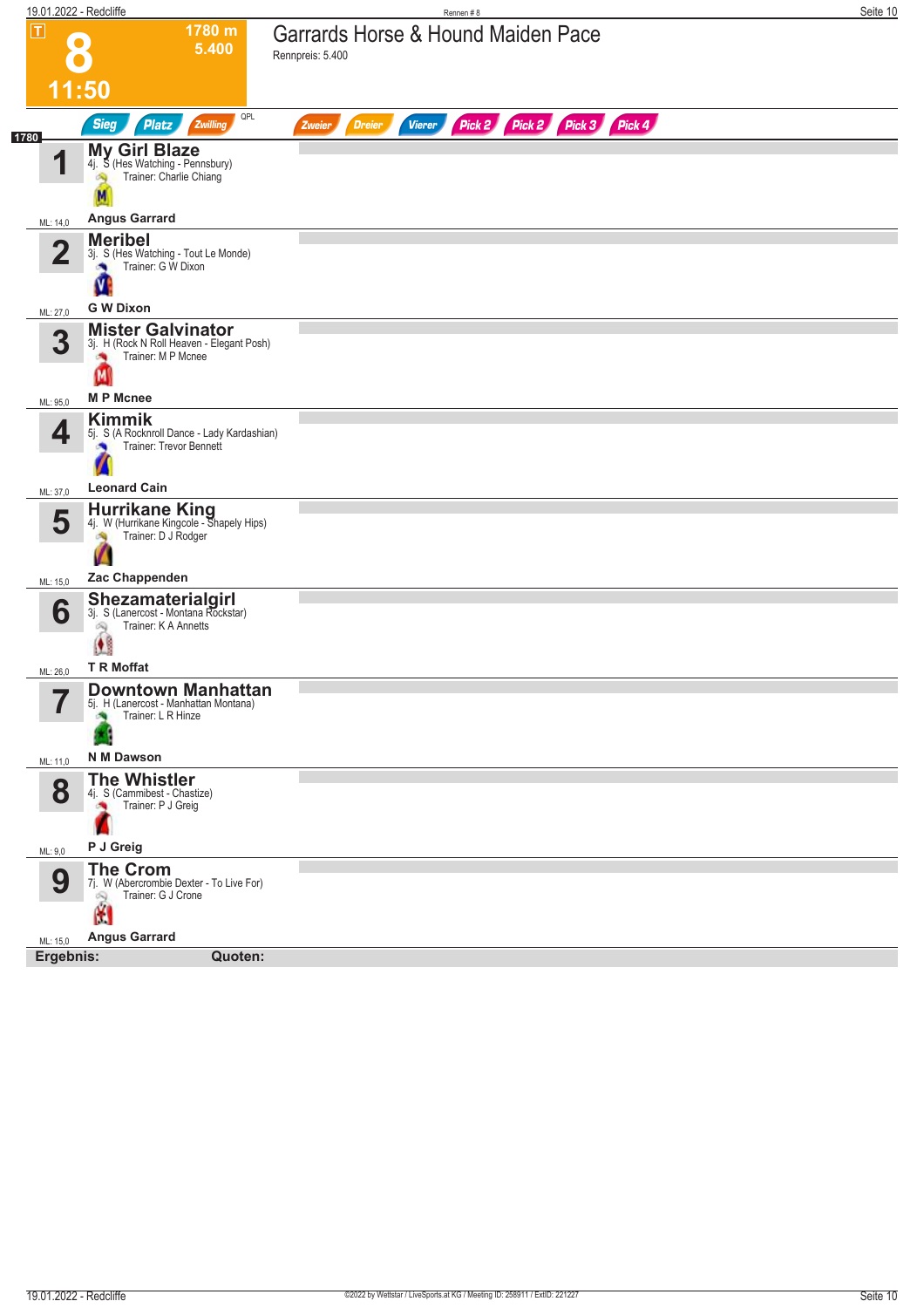# 8

**1780 m**
**5.400**
**11:50**

## Garrards Horse & Hound Maiden Pace

Rennpreis: 5.400

Sieg | Platz | Zwilling | QPL | Zweier | Dreier | Vierer | Pick 2 | Pick 2 | Pick 3 | Pick 4

**1780**

| Nr. | Pferd | Details | Trainer | Fahrer | ML |
|---|---|---|---|---|---|
| 1 | **My Girl Blaze** | 4j. S (Hes Watching - Pennsbury) | Trainer: Charlie Chiang | Angus Garrard | ML: 14,0 |
| 2 | **Meribel** | 3j. S (Hes Watching - Tout Le Monde) | Trainer: G W Dixon | G W Dixon | ML: 27,0 |
| 3 | **Mister Galvinator** | 3j. H (Rock N Roll Heaven - Elegant Posh) | Trainer: M P Mcnee | M P Mcnee | ML: 95,0 |
| 4 | **Kimmik** | 5j. S (A Rocknroll Dance - Lady Kardashian) | Trainer: Trevor Bennett | Leonard Cain | ML: 37,0 |
| 5 | **Hurrikane King** | 4j. W (Hurrikane Kingcole - Shapely Hips) | Trainer: D J Rodger | Zac Chappenden | ML: 15,0 |
| 6 | **Shezamaterialgirl** | 3j. S (Lanercost - Montana Rockstar) | Trainer: K A Annetts | T R Moffat | ML: 26,0 |
| 7 | **Downtown Manhattan** | 5j. H (Lanercost - Manhattan Montana) | Trainer: L R Hinze | N M Dawson | ML: 11,0 |
| 8 | **The Whistler** | 4j. S (Cammibest - Chastize) | Trainer: P J Greig | P J Greig | ML: 9,0 |
| 9 | **The Crom** | 7j. W (Abercrombie Dexter - To Live For) | Trainer: G J Crone | Angus Garrard | ML: 15,0 |

**Ergebnis:** **Quoten:**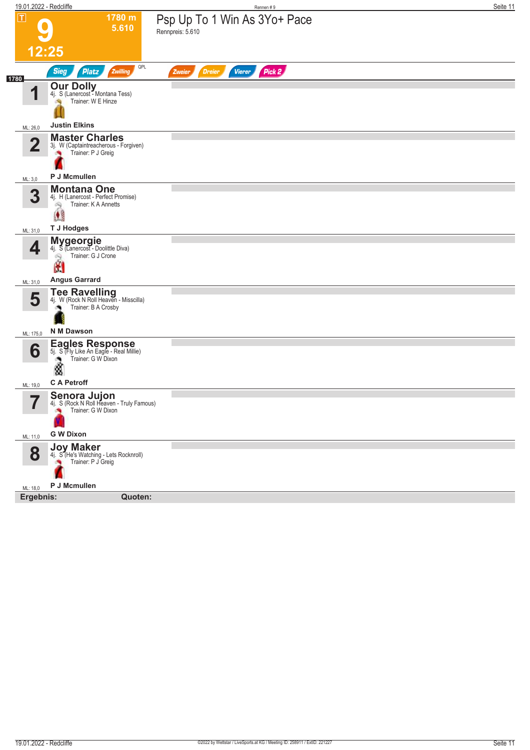# 9 — 12:25

**1780 m** — **5.610**

## Psp Up To 1 Win As 3Yo+ Pace

Rennpreis: 5.610

Sieg · Platz · Zwilling · QPL · Zweier · Dreier · Vierer · Pick 2

**1780**

| Nr. | Pferd | ML |
|---|---|---|
| 1 | **Our Dolly**<br>4j. S (Lanercost - Montana Tess)<br>Trainer: W E Hinze<br>**Justin Elkins** | ML: 26,0 |
| 2 | **Master Charles**<br>3j. W (Captaintreacherous - Forgiven)<br>Trainer: P J Greig<br>**P J Mcmullen** | ML: 3,0 |
| 3 | **Montana One**<br>4j. H (Lanercost - Perfect Promise)<br>Trainer: K A Annetts<br>**T J Hodges** | ML: 31,0 |
| 4 | **Mygeorgie**<br>4j. S (Lanercost - Doolittle Diva)<br>Trainer: G J Crone<br>**Angus Garrard** | ML: 31,0 |
| 5 | **Tee Ravelling**<br>4j. W (Rock N Roll Heaven - Misscilla)<br>Trainer: B A Crosby<br>**N M Dawson** | ML: 175,0 |
| 6 | **Eagles Response**<br>5j. S (Fly Like An Eagle - Real Millie)<br>Trainer: G W Dixon<br>**C A Petroff** | ML: 19,0 |
| 7 | **Senora Jujon**<br>4j. S (Rock N Roll Heaven - Truly Famous)<br>Trainer: G W Dixon<br>**G W Dixon** | ML: 11,0 |
| 8 | **Joy Maker**<br>4j. S (He's Watching - Lets Rocknroll)<br>Trainer: P J Greig<br>**P J Mcmullen** | ML: 18,0 |

**Ergebnis:** **Quoten:**